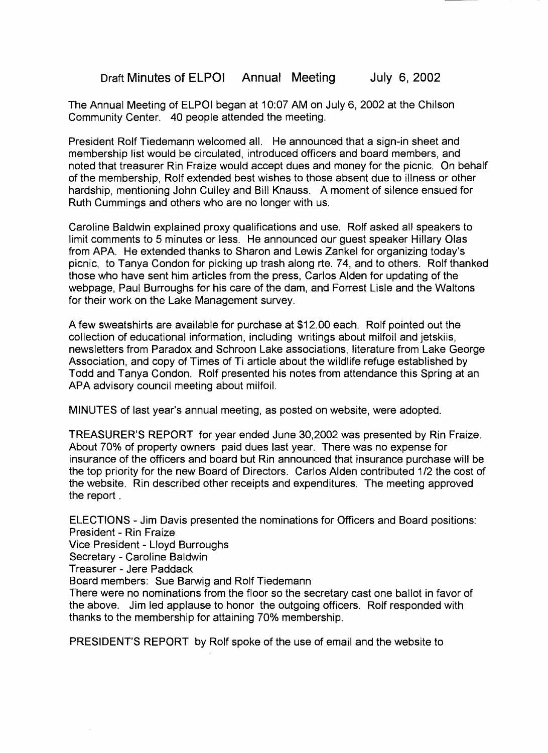# Draft Minutes of ELPOI Annual Meeting July 6, 2002

The Annual Meeting of ELPOI began at 10:07 AM on July 6, 2002 at the Chilson Community Center. 40 people attended the meeting.

President Rolf Tiedemann welcomed all. He announced that a sign-in sheet and membership list would be circulated, introduced officers and board members, and noted that treasurer Rin Fraize would accept dues and money for the picnic. On behalf of the membership, Rolf extended best wishes to those absent due to illness or other hardship, mentioning John Culley and Bill Knauss. A moment of silence ensued for Ruth Cummings and others who are no longer with us.

Caroline Baldwin explained proxy qualifications and use. Rolf asked all speakers to limit comments to 5 minutes or less. He announced our guest speaker Hillary Olas from APA. He extended thanks to Sharon and Lewis Zankel for organizing today's picnic, to Tanya Condon for picking up trash along rte. 74, and to others. Rolf thanked those who have sent him articles from the press, Carlos Alden for updating of the webpage, Paul Burroughs for his care of the dam, and Forrest Lisle and the Waltons for their work on the Lake Management survey.

A few sweatshirts are available for purchase at $12.00 each. Rolf pointed out the collection of educational information, including writings about milfoil and jetskiis, newsletters from Paradox and Schroon Lake associations, literature from Lake George Association, and copy of Times of Ti article about the wildlife refuge established by Todd and Tanya Condon. Rolf presented his notes from attendance this Spring at an APA advisory council meeting about milfoil.

MINUTES of last year's annual meeting, as posted on website, were adopted.

TREASURER'S REPORT for year ended June 30,2002 was presented by Rin Fraize. About 70% of property owners paid dues last year. There was no expense for insurance of the officers and board but Rin announced that insurance purchase will be the top priority for the new Board of Directors. Carlos Alden contributed 1/2 the cost of the website. Rin described other receipts and expenditures. The meeting approved the report .

ELECTIONS - Jim Davis presented the nominations for Officers and Board positions:
President - Rin Fraize
Vice President - Lloyd Burroughs
Secretary - Caroline Baldwin
Treasurer - Jere Paddack
Board members: Sue Barwig and Rolf Tiedemann
There were no nominations from the floor so the secretary cast one ballot in favor of the above. Jim led applause to honor the outgoing officers. Rolf responded with thanks to the membership for attaining 70% membership.

PRESIDENT'S REPORT by Rolf spoke of the use of email and the website to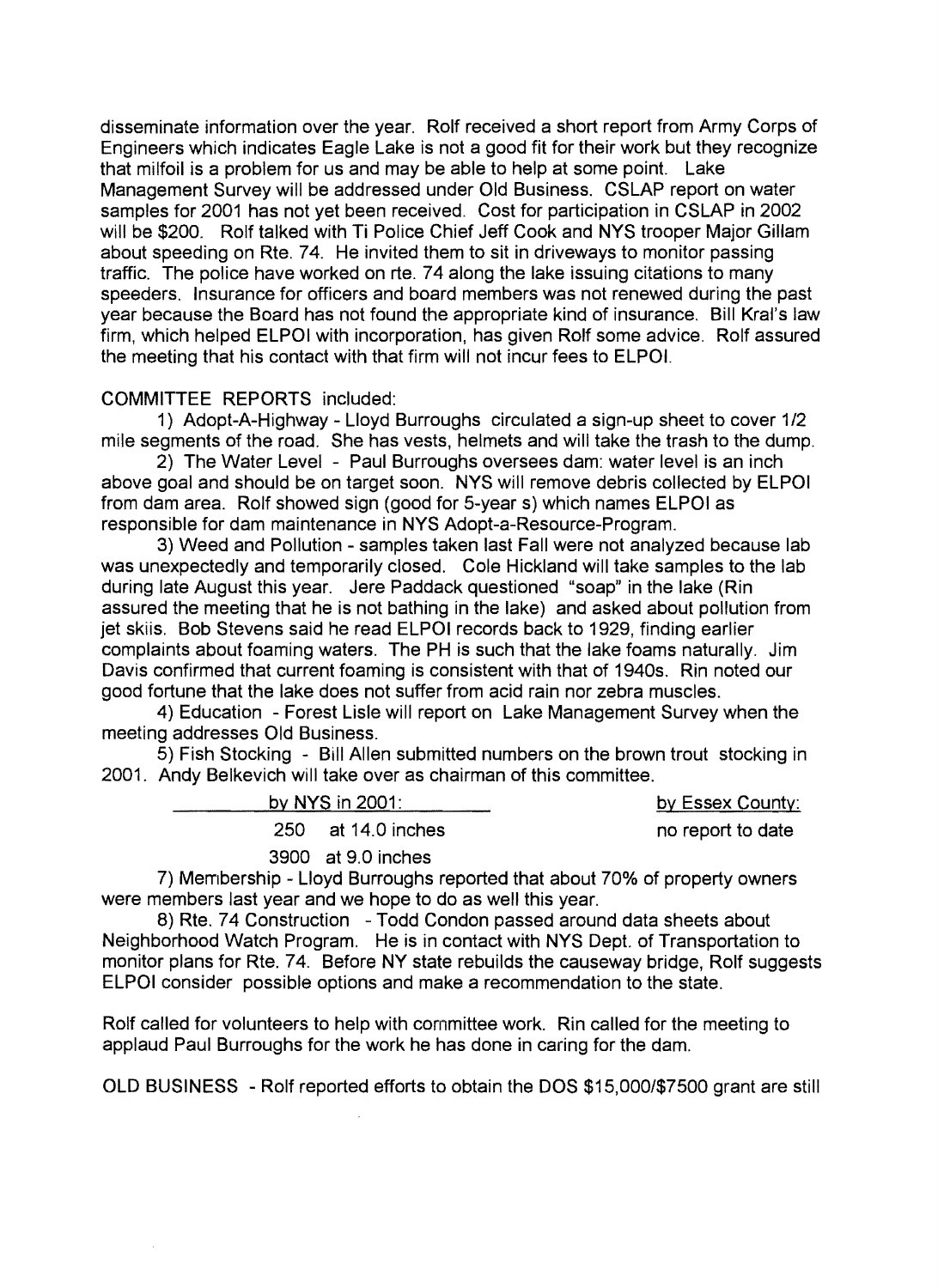disseminate information over the year. Rolf received a short report from Army Corps of Engineers which indicates Eagle Lake is not a good fit for their work but they recognize that milfoil is a problem for us and may be able to help at some point. Lake Management Survey will be addressed under Old Business. CSLAP report on water samples for 2001 has not yet been received. Cost for participation in CSLAP in 2002 will be $200. Rolf talked with Ti Police Chief Jeff Cook and NYS trooper Major Gillam about speeding on Rte. 74. He invited them to sit in driveways to monitor passing traffic. The police have worked on rte. 74 along the lake issuing citations to many speeders. Insurance for officers and board members was not renewed during the past year because the Board has not found the appropriate kind of insurance. Bill Kral's law firm, which helped ELPOI with incorporation, has given Rolf some advice. Rolf assured the meeting that his contact with that firm will not incur fees to ELPOI.

COMMITTEE REPORTS included:

1) Adopt-A-Highway - Lloyd Burroughs circulated a sign-up sheet to cover 1/2 mile segments of the road. She has vests, helmets and will take the trash to the dump.

2) The Water Level - Paul Burroughs oversees dam: water level is an inch above goal and should be on target soon. NYS will remove debris collected by ELPOI from dam area. Rolf showed sign (good for 5-year s) which names ELPOI as responsible for dam maintenance in NYS Adopt-a-Resource-Program.

3) Weed and Pollution - samples taken last Fall were not analyzed because lab was unexpectedly and temporarily closed. Cole Hickland will take samples to the lab during late August this year. Jere Paddack questioned "soap" in the lake (Rin assured the meeting that he is not bathing in the lake) and asked about pollution from jet skiis. Bob Stevens said he read ELPOI records back to 1929, finding earlier complaints about foaming waters. The PH is such that the lake foams naturally. Jim Davis confirmed that current foaming is consistent with that of 1940s. Rin noted our good fortune that the lake does not suffer from acid rain nor zebra muscles.

4) Education - Forest Lisle will report on Lake Management Survey when the meeting addresses Old Business.

5) Fish Stocking - Bill Allen submitted numbers on the brown trout stocking in 2001. Andy Belkevich will take over as chairman of this committee.

| by NYS in 2001: | by Essex County: |
|---|---|
| 250 at 14.0 inches | no report to date |
| 3900 at 9.0 inches | |

7) Membership - Lloyd Burroughs reported that about 70% of property owners were members last year and we hope to do as well this year.

8) Rte. 74 Construction - Todd Condon passed around data sheets about Neighborhood Watch Program. He is in contact with NYS Dept. of Transportation to monitor plans for Rte. 74. Before NY state rebuilds the causeway bridge, Rolf suggests ELPOI consider possible options and make a recommendation to the state.

Rolf called for volunteers to help with committee work. Rin called for the meeting to applaud Paul Burroughs for the work he has done in caring for the dam.

OLD BUSINESS - Rolf reported efforts to obtain the DOS $15,000/$7500 grant are still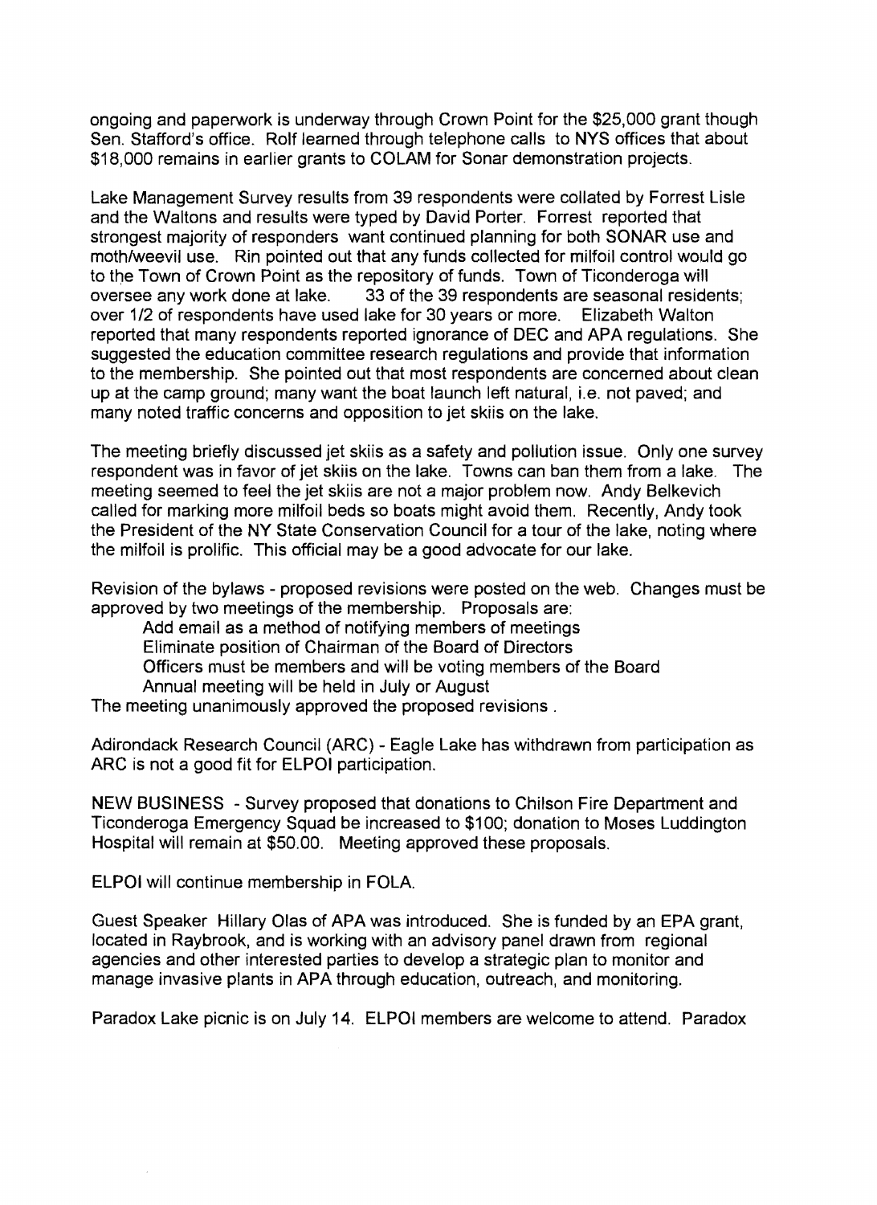ongoing and paperwork is underway through Crown Point for the $25,000 grant though Sen. Stafford's office. Rolf learned through telephone calls to NYS offices that about $18,000 remains in earlier grants to COLAM for Sonar demonstration projects.

Lake Management Survey results from 39 respondents were collated by Forrest Lisle and the Waltons and results were typed by David Porter. Forrest reported that strongest majority of responders want continued planning for both SONAR use and moth/weevil use. Rin pointed out that any funds collected for milfoil control would go to the Town of Crown Point as the repository of funds. Town of Ticonderoga will oversee any work done at lake. 33 of the 39 respondents are seasonal residents; over 1/2 of respondents have used lake for 30 years or more. Elizabeth Walton reported that many respondents reported ignorance of DEC and APA regulations. She suggested the education committee research regulations and provide that information to the membership. She pointed out that most respondents are concerned about clean up at the camp ground; many want the boat launch left natural, i.e. not paved; and many noted traffic concerns and opposition to jet skiis on the lake.

The meeting briefly discussed jet skiis as a safety and pollution issue. Only one survey respondent was in favor of jet skiis on the lake. Towns can ban them from a lake. The meeting seemed to feel the jet skiis are not a major problem now. Andy Belkevich called for marking more milfoil beds so boats might avoid them. Recently, Andy took the President of the NY State Conservation Council for a tour of the lake, noting where the milfoil is prolific. This official may be a good advocate for our lake.

Revision of the bylaws - proposed revisions were posted on the web. Changes must be approved by two meetings of the membership. Proposals are:

- Add email as a method of notifying members of meetings
- Eliminate position of Chairman of the Board of Directors
- Officers must be members and will be voting members of the Board
- Annual meeting will be held in July or August

The meeting unanimously approved the proposed revisions .

Adirondack Research Council (ARC) - Eagle Lake has withdrawn from participation as ARC is not a good fit for ELPOI participation.

NEW BUSINESS - Survey proposed that donations to Chilson Fire Department and Ticonderoga Emergency Squad be increased to $100; donation to Moses Luddington Hospital will remain at $50.00. Meeting approved these proposals.

ELPOI will continue membership in FOLA.

Guest Speaker Hillary Olas of APA was introduced. She is funded by an EPA grant, located in Raybrook, and is working with an advisory panel drawn from regional agencies and other interested parties to develop a strategic plan to monitor and manage invasive plants in APA through education, outreach, and monitoring.

Paradox Lake picnic is on July 14. ELPOI members are welcome to attend. Paradox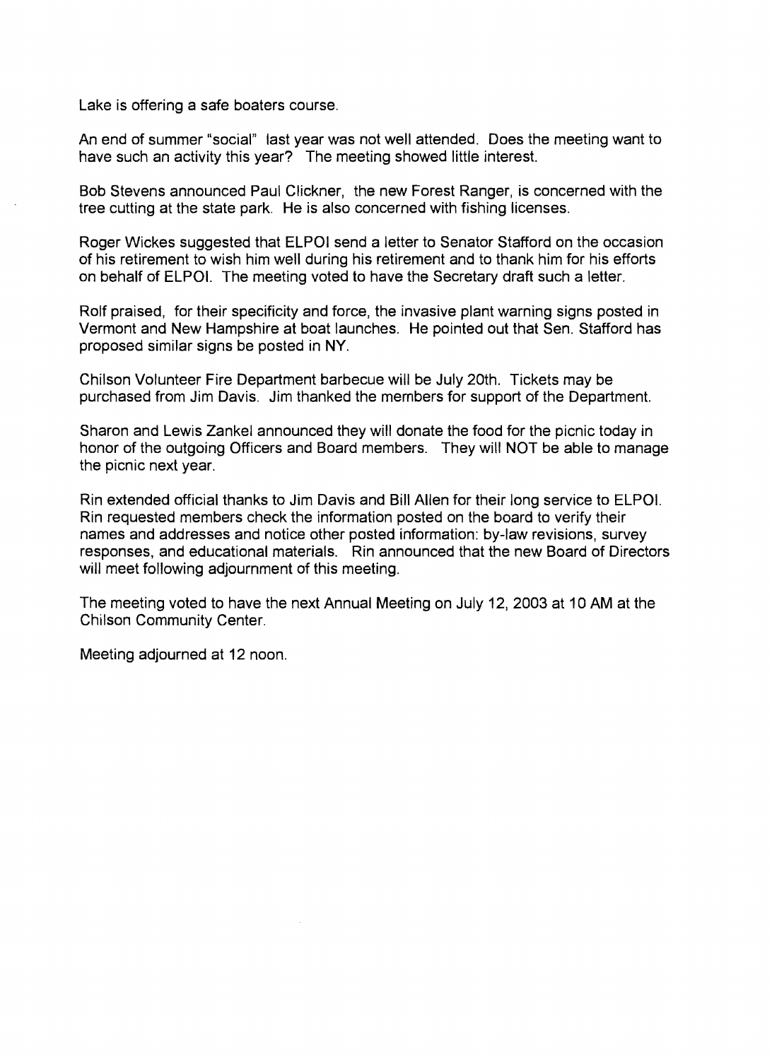Lake is offering a safe boaters course.

An end of summer "social" last year was not well attended. Does the meeting want to have such an activity this year? The meeting showed little interest.

Bob Stevens announced Paul Clickner, the new Forest Ranger, is concerned with the tree cutting at the state park. He is also concerned with fishing licenses.

Roger Wickes suggested that ELPOI send a letter to Senator Stafford on the occasion of his retirement to wish him well during his retirement and to thank him for his efforts on behalf of ELPOI. The meeting voted to have the Secretary draft such a letter.

Rolf praised, for their specificity and force, the invasive plant warning signs posted in Vermont and New Hampshire at boat launches. He pointed out that Sen. Stafford has proposed similar signs be posted in NY.

Chilson Volunteer Fire Department barbecue will be July 20th. Tickets may be purchased from Jim Davis. Jim thanked the members for support of the Department.

Sharon and Lewis Zankel announced they will donate the food for the picnic today in honor of the outgoing Officers and Board members. They will NOT be able to manage the picnic next year.

Rin extended official thanks to Jim Davis and Bill Allen for their long service to ELPOI. Rin requested members check the information posted on the board to verify their names and addresses and notice other posted information: by-law revisions, survey responses, and educational materials. Rin announced that the new Board of Directors will meet following adjournment of this meeting.

The meeting voted to have the next Annual Meeting on July 12, 2003 at 10 AM at the Chilson Community Center.

Meeting adjourned at 12 noon.